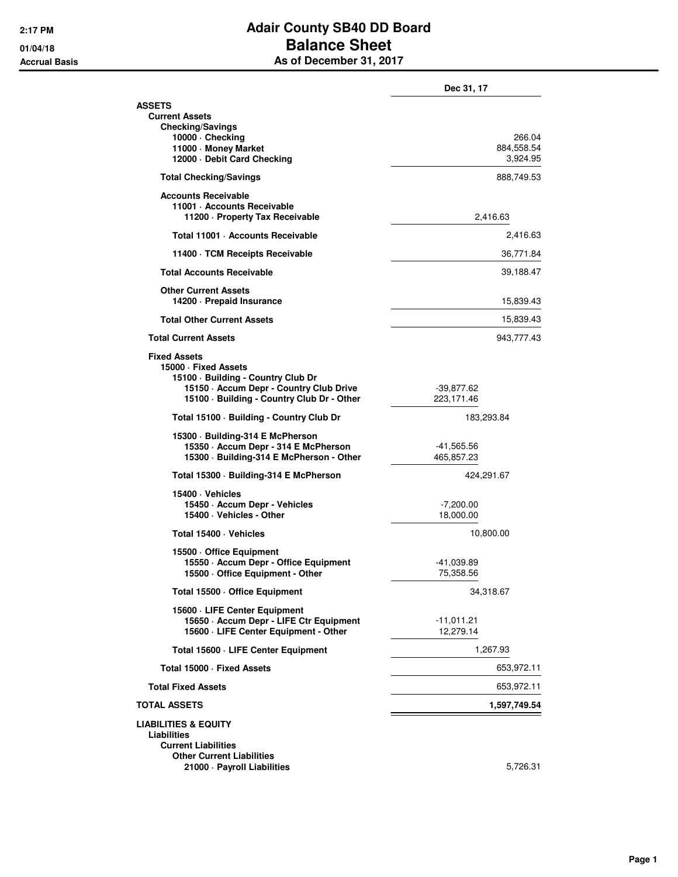# Adair County SB40 DD Board

## Balance Sheet

### As of December 31, 2017

2:17 PM
01/04/18
Accrual Basis

| | | Dec 31, 17 |
|---|---|---|
| **ASSETS** | | |
| **Current Assets** | | |
| **Checking/Savings** | | |
| 10000 · Checking | | 266.04 |
| 11000 · Money Market | | 884,558.54 |
| 12000 · Debit Card Checking | | 3,924.95 |
| **Total Checking/Savings** | | 888,749.53 |
| **Accounts Receivable** | | |
| 11001 · Accounts Receivable | | |
| 11200 · Property Tax Receivable | 2,416.63 | |
| Total 11001 · Accounts Receivable | | 2,416.63 |
| 11400 · TCM Receipts Receivable | | 36,771.84 |
| **Total Accounts Receivable** | | 39,188.47 |
| **Other Current Assets** | | |
| 14200 · Prepaid Insurance | | 15,839.43 |
| **Total Other Current Assets** | | 15,839.43 |
| **Total Current Assets** | | 943,777.43 |
| **Fixed Assets** | | |
| 15000 · Fixed Assets | | |
| 15100 · Building - Country Club Dr | | |
| 15150 · Accum Depr - Country Club Drive | -39,877.62 | |
| 15100 · Building - Country Club Dr - Other | 223,171.46 | |
| Total 15100 · Building - Country Club Dr | 183,293.84 | |
| 15300 · Building-314 E McPherson | | |
| 15350 · Accum Depr - 314 E McPherson | -41,565.56 | |
| 15300 · Building-314 E McPherson - Other | 465,857.23 | |
| Total 15300 · Building-314 E McPherson | 424,291.67 | |
| 15400 · Vehicles | | |
| 15450 · Accum Depr - Vehicles | -7,200.00 | |
| 15400 · Vehicles - Other | 18,000.00 | |
| Total 15400 · Vehicles | 10,800.00 | |
| 15500 · Office Equipment | | |
| 15550 · Accum Depr - Office Equipment | -41,039.89 | |
| 15500 · Office Equipment - Other | 75,358.56 | |
| Total 15500 · Office Equipment | 34,318.67 | |
| 15600 · LIFE Center Equipment | | |
| 15650 · Accum Depr - LIFE Ctr Equipment | -11,011.21 | |
| 15600 · LIFE Center Equipment - Other | 12,279.14 | |
| Total 15600 · LIFE Center Equipment | 1,267.93 | |
| Total 15000 · Fixed Assets | | 653,972.11 |
| **Total Fixed Assets** | | 653,972.11 |
| **TOTAL ASSETS** | | **1,597,749.54** |
| **LIABILITIES & EQUITY** | | |
| **Liabilities** | | |
| **Current Liabilities** | | |
| **Other Current Liabilities** | | |
| 21000 · Payroll Liabilities | | 5,726.31 |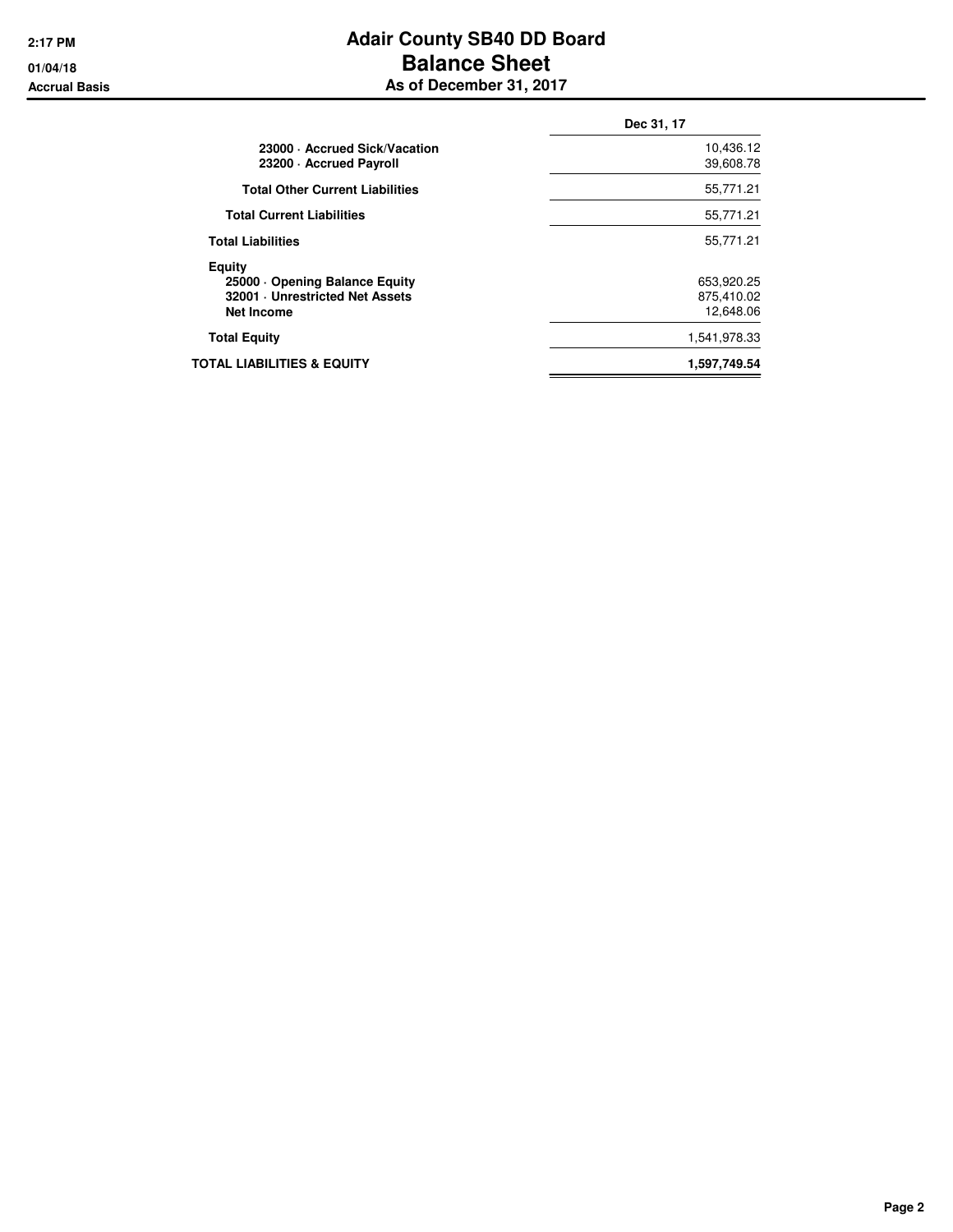# Adair County SB40 DD Board
## Balance Sheet
### As of December 31, 2017

2:17 PM
01/04/18
Accrual Basis

| | Dec 31, 17 |
|---|---|
| 23000 · Accrued Sick/Vacation | 10,436.12 |
| 23200 · Accrued Payroll | 39,608.78 |
| **Total Other Current Liabilities** | 55,771.21 |
| **Total Current Liabilities** | 55,771.21 |
| **Total Liabilities** | 55,771.21 |
| **Equity** | |
| 25000 · Opening Balance Equity | 653,920.25 |
| 32001 · Unrestricted Net Assets | 875,410.02 |
| Net Income | 12,648.06 |
| **Total Equity** | 1,541,978.33 |
| **TOTAL LIABILITIES & EQUITY** | **1,597,749.54** |